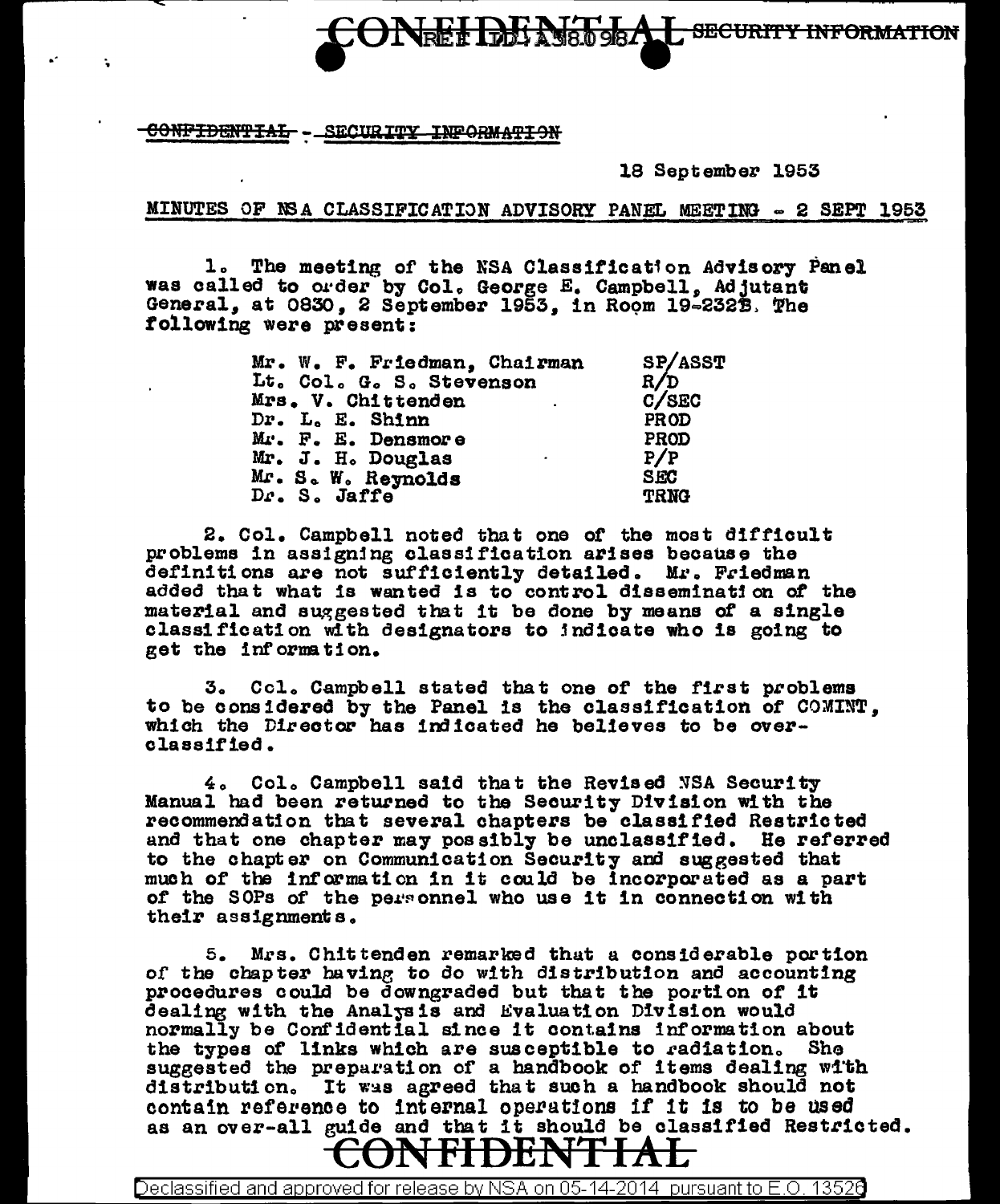CONFIDENTIAL - SECURITY INFORMATION

18 September 1953

MINUTES OF NSA CLASSIFICATION ADVISORY PANEL MEETING - 2 SEPT 1953

1. The meeting of the NSA Classification Advisory Panel was called to order by Col. George E. Campbell, Adjutant General, at 0830, 2 September 1953, in Room 19-232B. The following were present:

| | |
|---|---|
| Mr. W. F. Friedman, Chairman | SP/ASST |
| Lt. Col. G. S. Stevenson | R/D |
| Mrs. V. Chittenden | C/SEC |
| Dr. L. E. Shinn | PROD |
| Mr. F. E. Densmore | PROD |
| Mr. J. H. Douglas | P/P |
| Mr. S. W. Reynolds | SEC |
| Dr. S. Jaffe | TRNG |

2. Col. Campbell noted that one of the most difficult problems in assigning classification arises because the definitions are not sufficiently detailed. Mr. Friedman added that what is wanted is to control dissemination of the material and suggested that it be done by means of a single classification with designators to indicate who is going to get the information.

3. Col. Campbell stated that one of the first problems to be considered by the Panel is the classification of COMINT, which the Director has indicated he believes to be over-classified.

4. Col. Campbell said that the Revised NSA Security Manual had been returned to the Security Division with the recommendation that several chapters be classified Restricted and that one chapter may possibly be unclassified. He referred to the chapter on Communication Security and suggested that much of the information in it could be incorporated as a part of the SOPs of the personnel who use it in connection with their assignments.

5. Mrs. Chittenden remarked that a considerable portion of the chapter having to do with distribution and accounting procedures could be downgraded but that the portion of it dealing with the Analysis and Evaluation Division would normally be Confidential since it contains information about the types of links which are susceptible to radiation. She suggested the preparation of a handbook of items dealing with distribution. It was agreed that such a handbook should not contain reference to internal operations if it is to be used as an over-all guide and that it should be classified Restricted.

CONFIDENTIAL

Declassified and approved for release by NSA on 05-14-2014 pursuant to E.O. 13526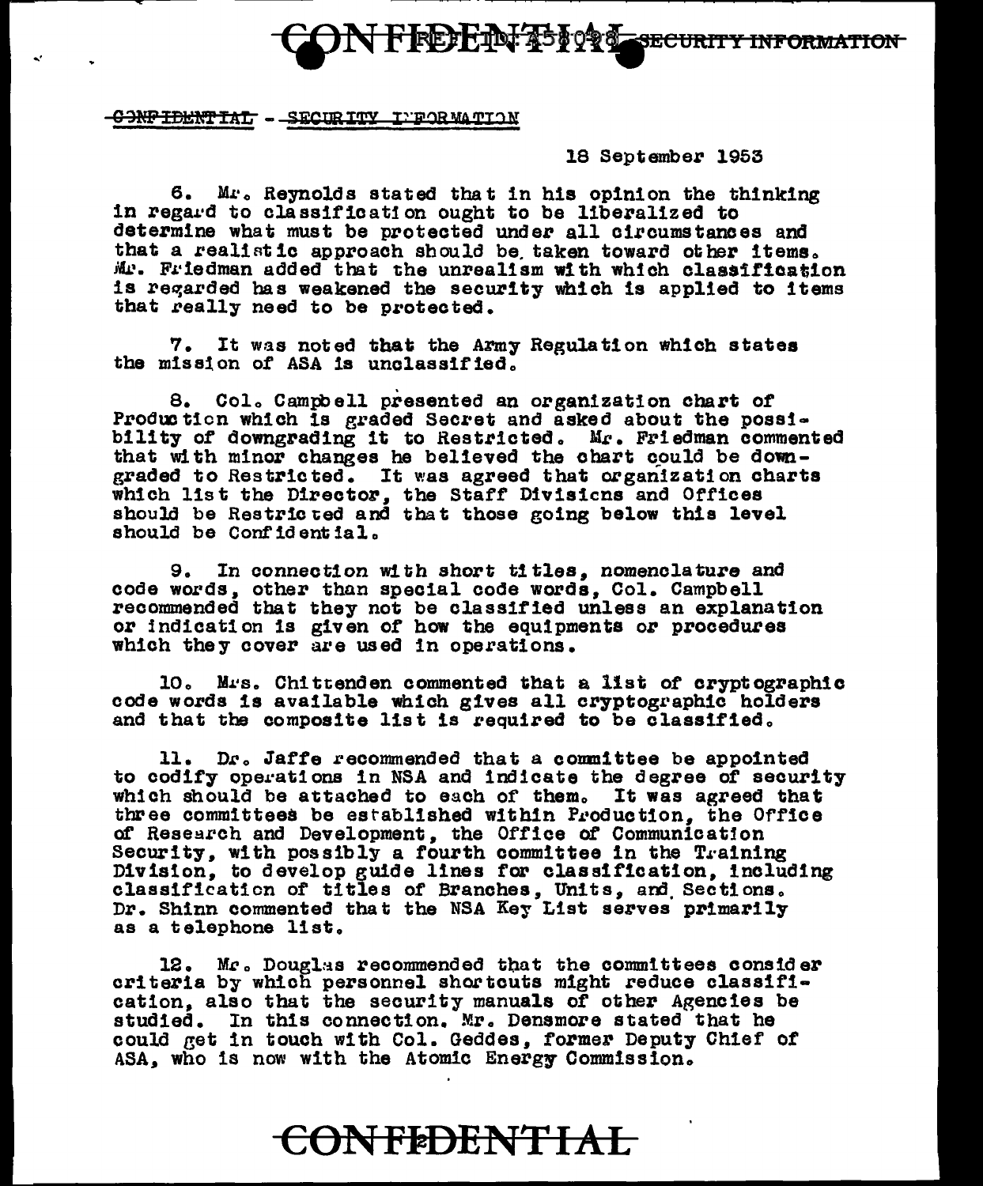CONFIDENTIAL - SECURITY INFORMATION

18 September 1953

6. Mr. Reynolds stated that in his opinion the thinking in regard to classification ought to be liberalized to determine what must be protected under all circumstances and that a realistic approach should be taken toward other items. Mr. Friedman added that the unrealism with which classification is regarded has weakened the security which is applied to items that really need to be protected.

7. It was noted that the Army Regulation which states the mission of ASA is unclassified.

8. Col. Campbell presented an organization chart of Production which is graded Secret and asked about the possibility of downgrading it to Restricted. Mr. Friedman commented that with minor changes he believed the chart could be downgraded to Restricted. It was agreed that organization charts which list the Director, the Staff Divisions and Offices should be Restricted and that those going below this level should be Confidential.

9. In connection with short titles, nomenclature and code words, other than special code words, Col. Campbell recommended that they not be classified unless an explanation or indication is given of how the equipments or procedures which they cover are used in operations.

10. Mrs. Chittenden commented that a list of cryptographic code words is available which gives all cryptographic holders and that the composite list is required to be classified.

11. Dr. Jaffe recommended that a committee be appointed to codify operations in NSA and indicate the degree of security which should be attached to each of them. It was agreed that three committees be established within Production, the Office of Research and Development, the Office of Communication Security, with possibly a fourth committee in the Training Division, to develop guide lines for classification, including classification of titles of Branches, Units, and Sections. Dr. Shinn commented that the NSA Key List serves primarily as a telephone list.

12. Mr. Douglas recommended that the committees consider criteria by which personnel shortcuts might reduce classification, also that the security manuals of other Agencies be studied. In this connection, Mr. Densmore stated that he could get in touch with Col. Geddes, former Deputy Chief of ASA, who is now with the Atomic Energy Commission.

CONFIDENTIAL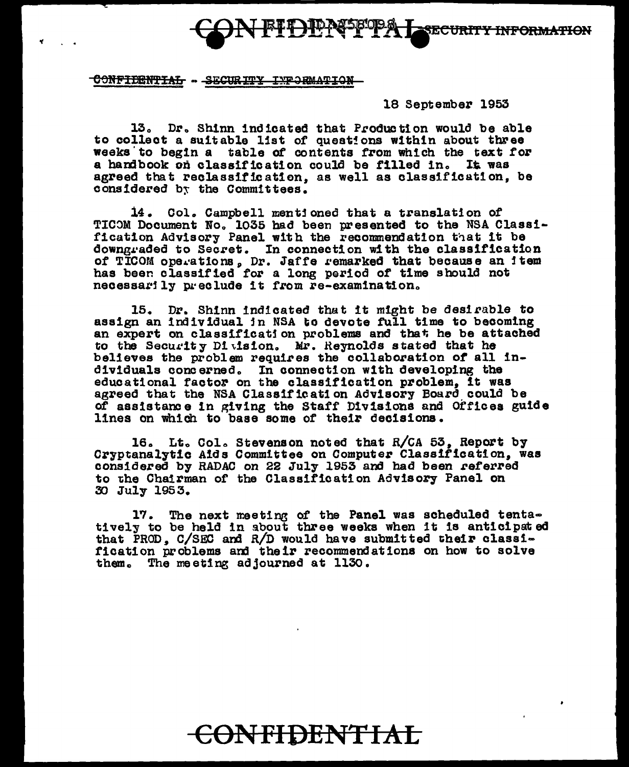CONFIDENTIAL - SECURITY INFORMATION

18 September 1953

13. Dr. Shinn indicated that Production would be able to collect a suitable list of questions within about three weeks to begin a table of contents from which the text for a handbook on classification could be filled in. It was agreed that reclassification, as well as classification, be considered by the Committees.

14. Col. Campbell mentioned that a translation of TICOM Document No. 1035 had been presented to the NSA Classification Advisory Panel with the recommendation that it be downgraded to Secret. In connection with the classification of TICOM operations, Dr. Jaffe remarked that because an item has been classified for a long period of time should not necessarily preclude it from re-examination.

15. Dr. Shinn indicated that it might be desirable to assign an individual in NSA to devote full time to becoming an expert on classification problems and that he be attached to the Security Division. Mr. Reynolds stated that he believes the problem requires the collaboration of all individuals concerned. In connection with developing the educational factor on the classification problem, it was agreed that the NSA Classification Advisory Board could be of assistance in giving the Staff Divisions and Offices guide lines on which to base some of their decisions.

16. Lt. Col. Stevenson noted that R/CA 53, Report by Cryptanalytic Aids Committee on Computer Classification, was considered by RADAC on 22 July 1953 and had been referred to the Chairman of the Classification Advisory Panel on 30 July 1953.

17. The next meeting of the Panel was scheduled tentatively to be held in about three weeks when it is anticipated that PROD, C/SEC and R/D would have submitted their classification problems and their recommendations on how to solve them. The meeting adjourned at 1130.

CONFIDENTIAL